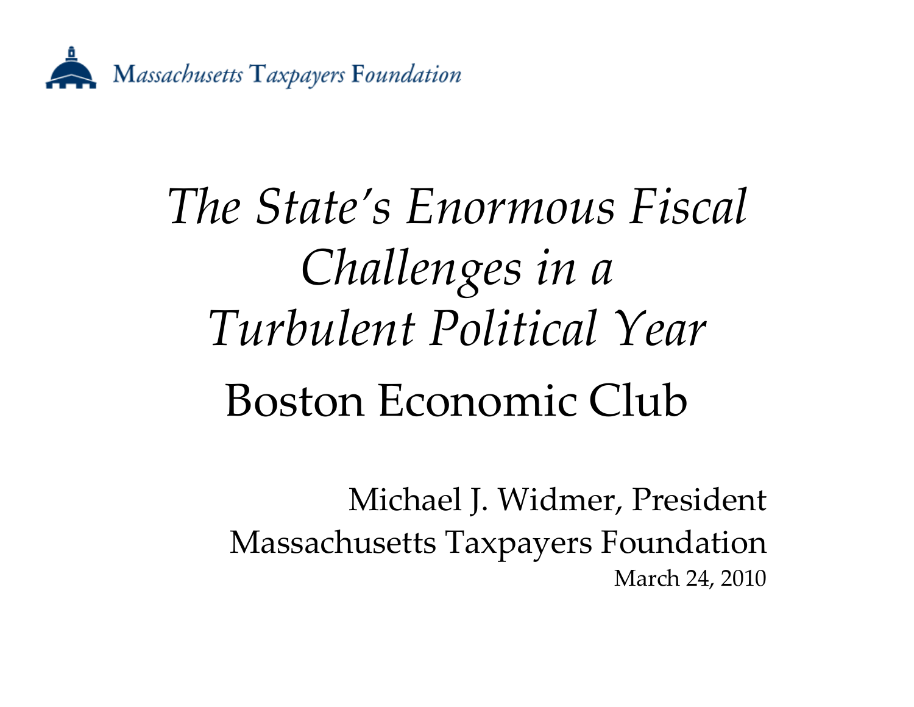Massachusetts Taxpayers Foundation

# *The State's Enormous Fiscal Challenges in a Turbulent Political Year*

## Boston Economic Club

Michael J. Widmer, President
Massachusetts Taxpayers Foundation
March 24, 2010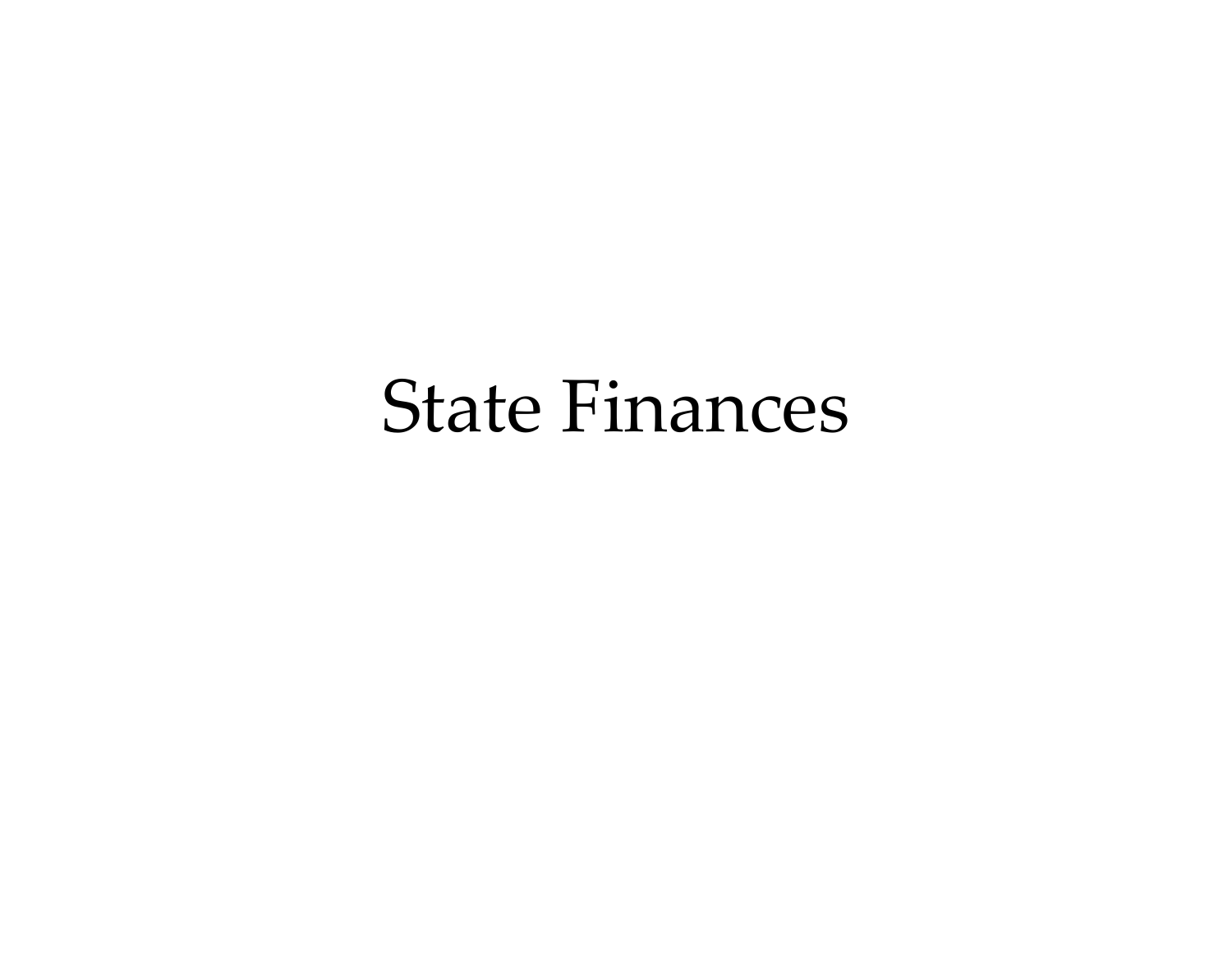# State Finances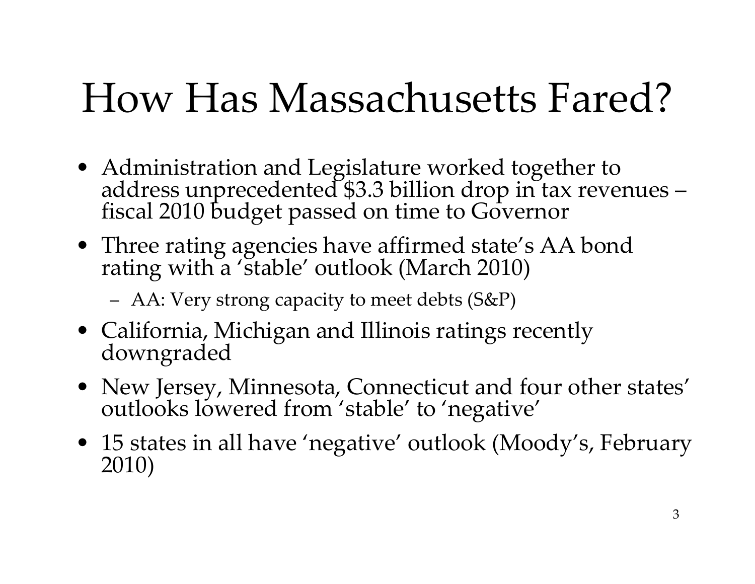# How Has Massachusetts Fared?

- Administration and Legislature worked together to address unprecedented $3.3 billion drop in tax revenues – fiscal 2010 budget passed on time to Governor
- Three rating agencies have affirmed state's AA bond rating with a 'stable' outlook (March 2010)
  - AA: Very strong capacity to meet debts (S&P)
- California, Michigan and Illinois ratings recently downgraded
- New Jersey, Minnesota, Connecticut and four other states' outlooks lowered from 'stable' to 'negative'
- 15 states in all have 'negative' outlook (Moody's, February 2010)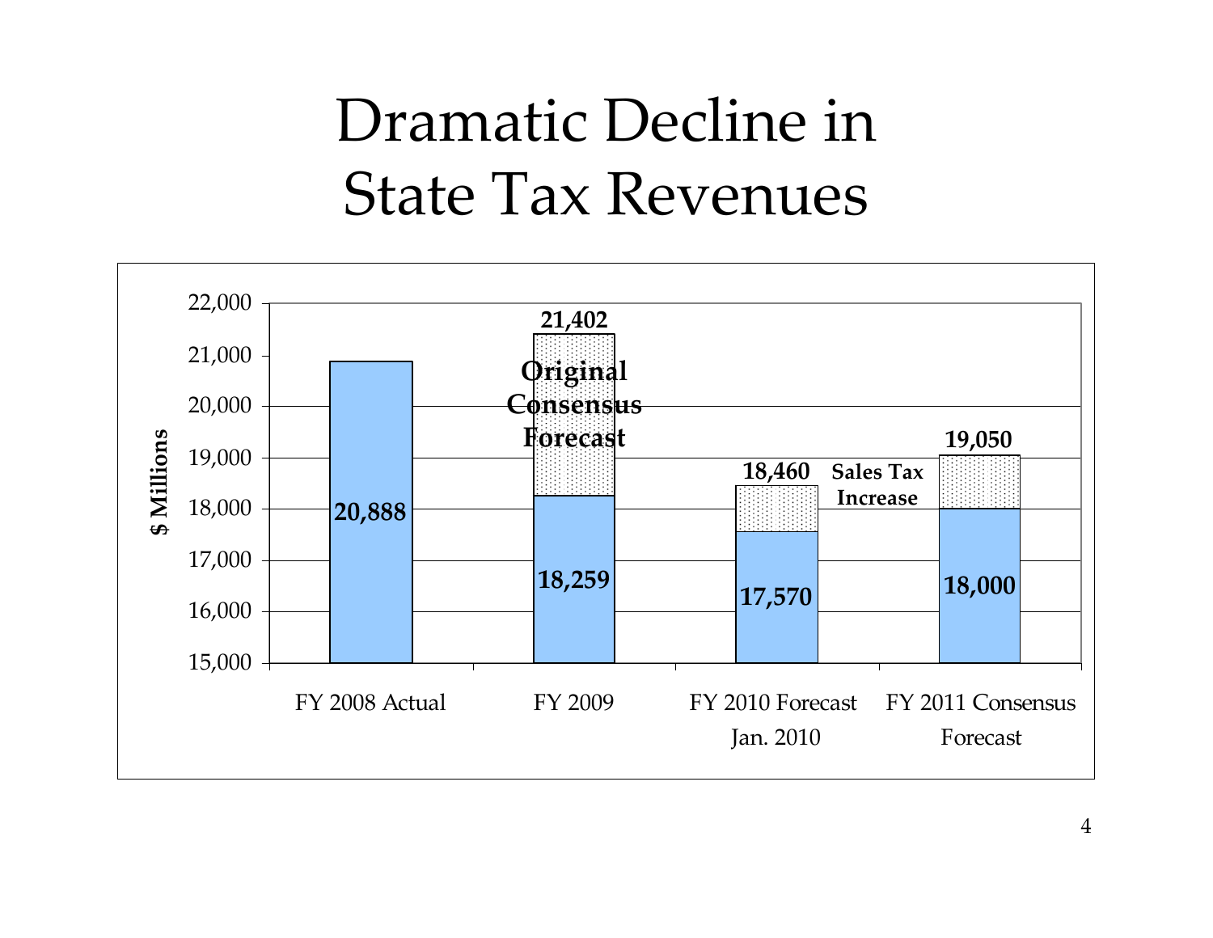# Dramatic Decline in State Tax Revenues

| | Base ($ Millions) | Total ($ Millions) | Label |
|---|---|---|---|
| FY 2008 Actual | 20,888 | | |
| FY 2009 | 18,259 | 21,402 | Original Consensus Forecast |
| FY 2010 Forecast Jan. 2010 | 17,570 | 18,460 | Sales Tax Increase |
| FY 2011 Consensus Forecast | 18,000 | 19,050 | Sales Tax Increase |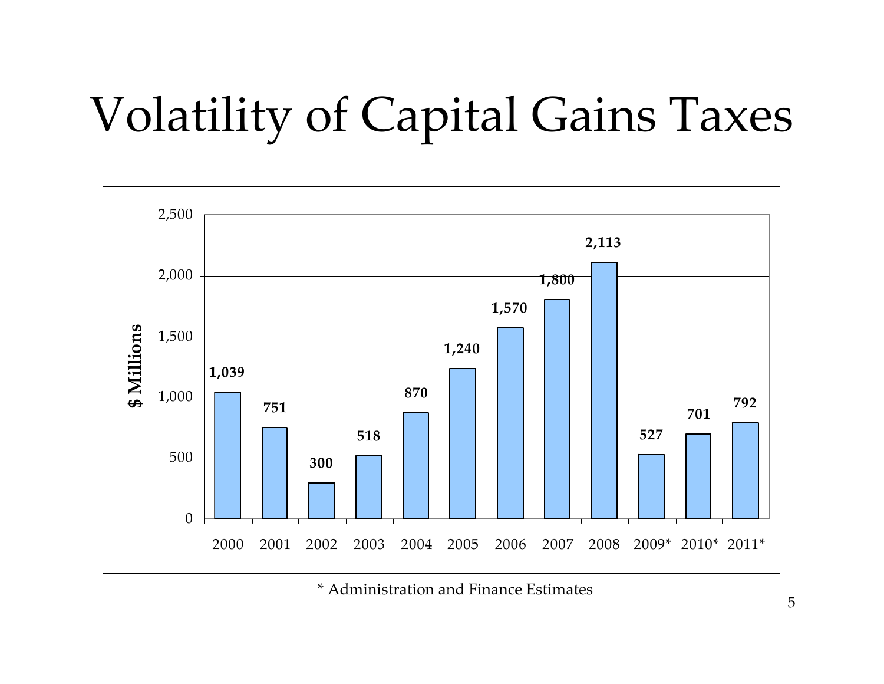# Volatility of Capital Gains Taxes

| Year | $ Millions |
|---|---|
| 2000 | 1,039 |
| 2001 | 751 |
| 2002 | 300 |
| 2003 | 518 |
| 2004 | 870 |
| 2005 | 1,240 |
| 2006 | 1,570 |
| 2007 | 1,800 |
| 2008 | 2,113 |
| 2009* | 527 |
| 2010* | 701 |
| 2011* | 792 |

\* Administration and Finance Estimates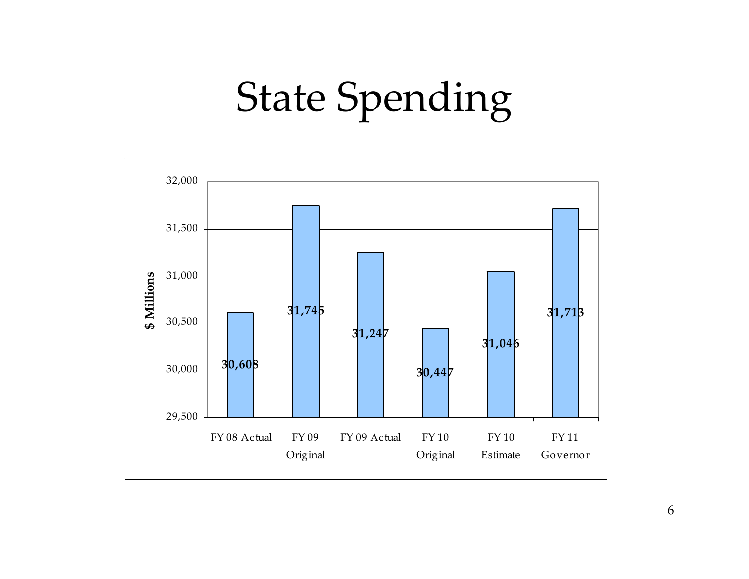# State Spending

| | $ Millions |
|---|---|
| FY 08 Actual | 30,608 |
| FY 09 Original | 31,745 |
| FY 09 Actual | 31,247 |
| FY 10 Original | 30,447 |
| FY 10 Estimate | 31,046 |
| FY 11 Governor | 31,713 |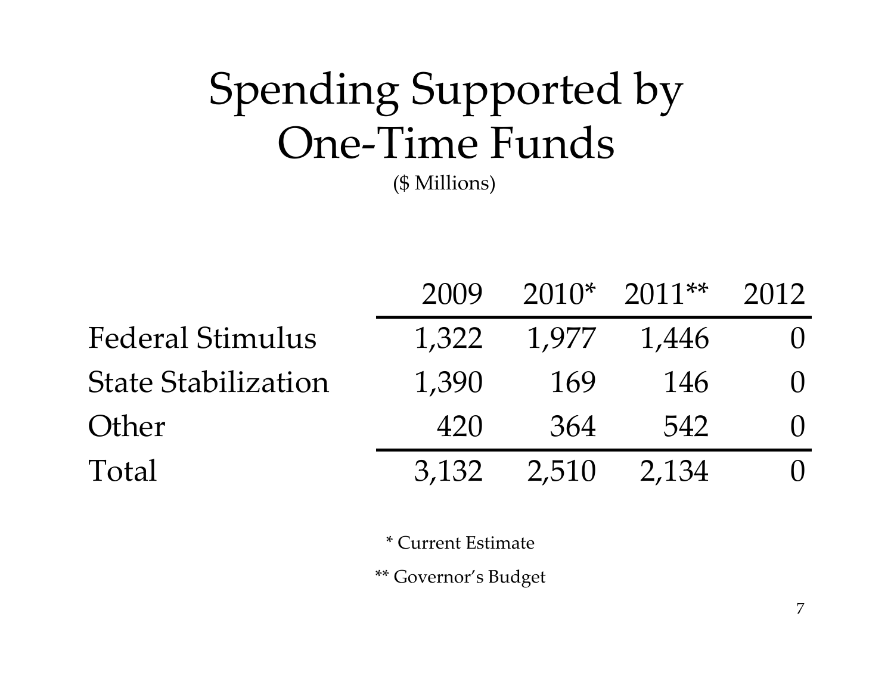# Spending Supported by One-Time Funds

($ Millions)

| | 2009 | 2010* | 2011** | 2012 |
|---|---|---|---|---|
| Federal Stimulus | 1,322 | 1,977 | 1,446 | 0 |
| State Stabilization | 1,390 | 169 | 146 | 0 |
| Other | 420 | 364 | 542 | 0 |
| Total | 3,132 | 2,510 | 2,134 | 0 |

* Current Estimate

** Governor's Budget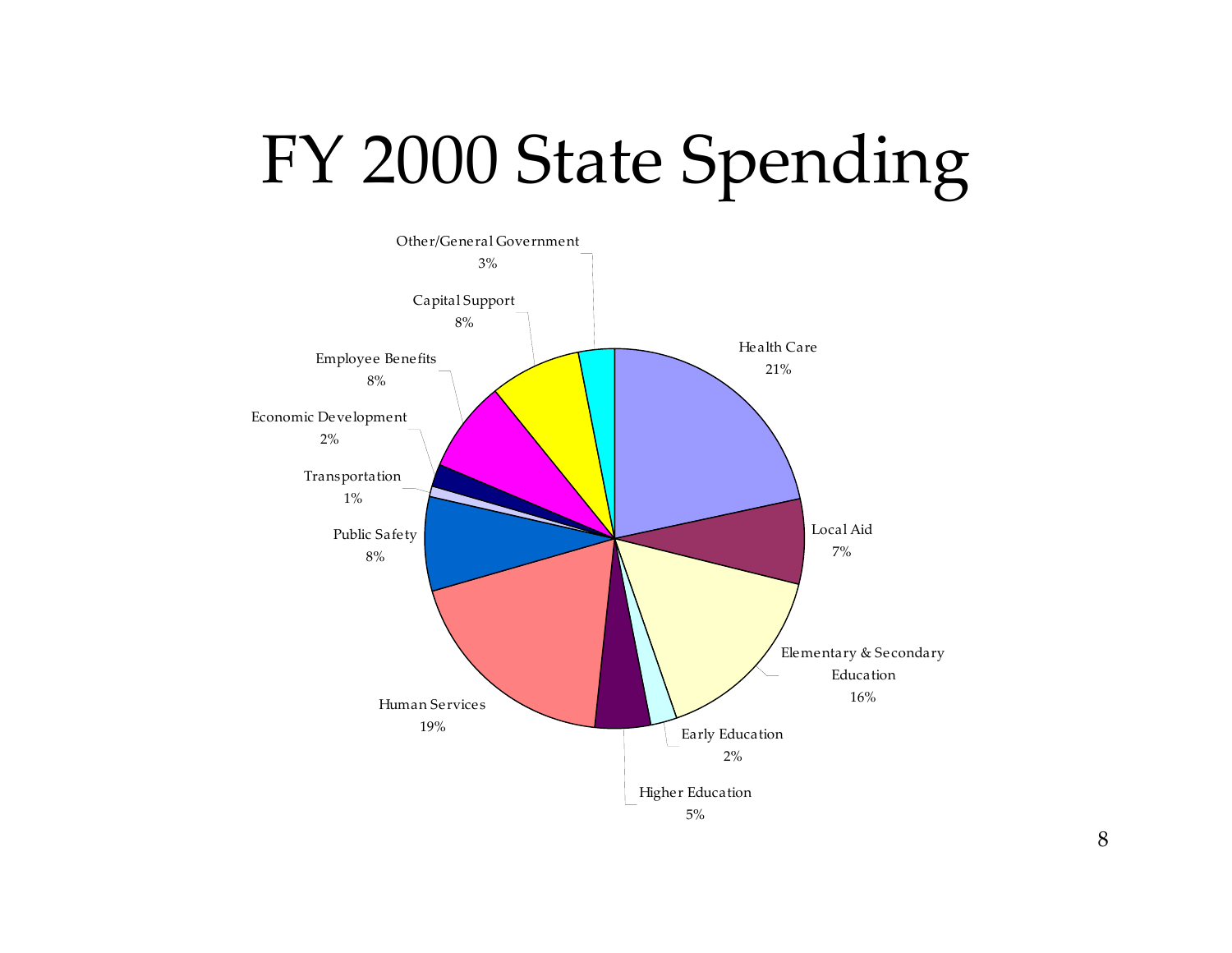# FY 2000 State Spending

| Category | Share |
|---|---|
| Health Care | 21% |
| Local Aid | 7% |
| Elementary & Secondary Education | 16% |
| Early Education | 2% |
| Higher Education | 5% |
| Human Services | 19% |
| Public Safety | 8% |
| Transportation | 1% |
| Economic Development | 2% |
| Employee Benefits | 8% |
| Capital Support | 8% |
| Other/General Government | 3% |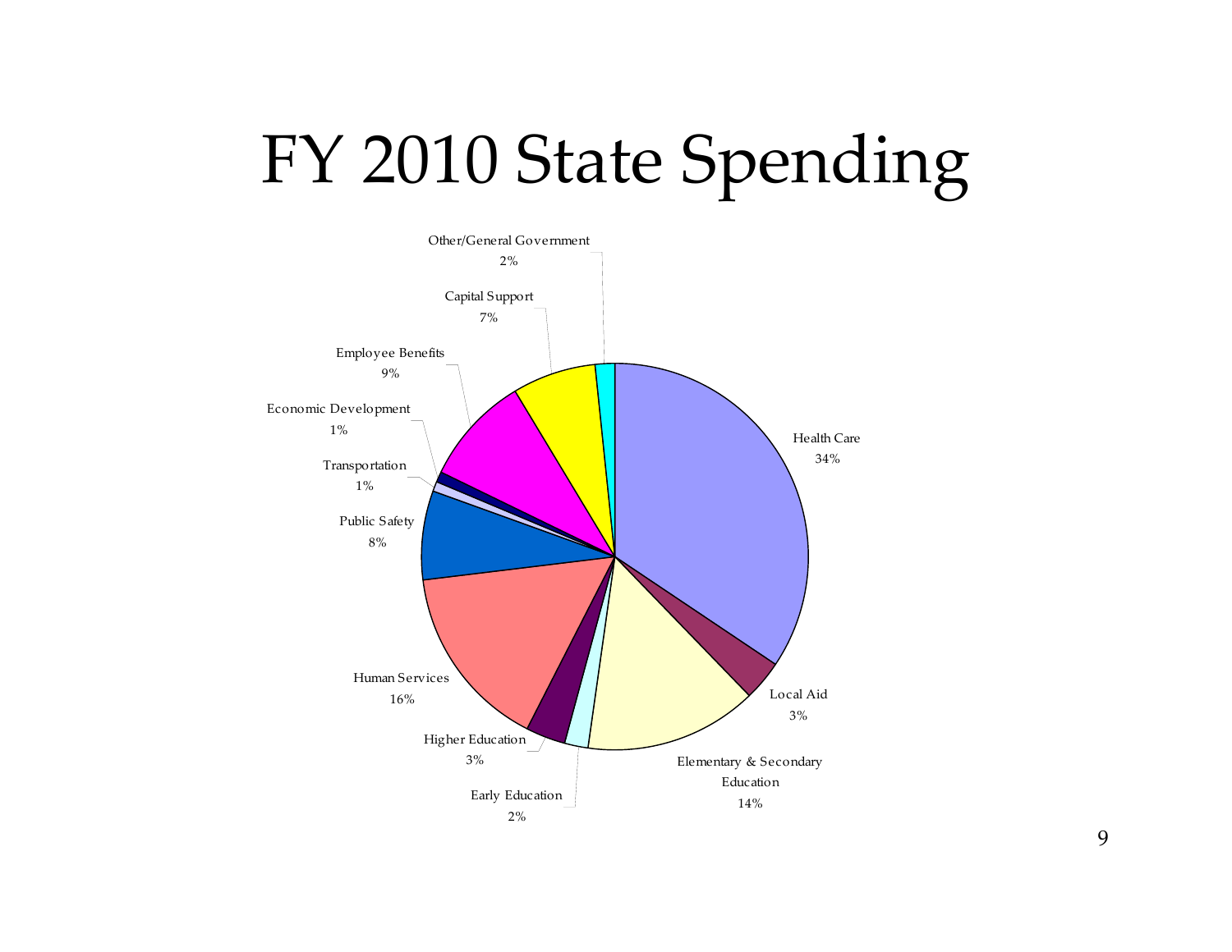# FY 2010 State Spending

Other/General Government
2%

Capital Support
7%

Employee Benefits
9%

Economic Development
1%

Transportation
1%

Public Safety
8%

Human Services
16%

Higher Education
3%

Early Education
2%

Elementary & Secondary Education
14%

Local Aid
3%

Health Care
34%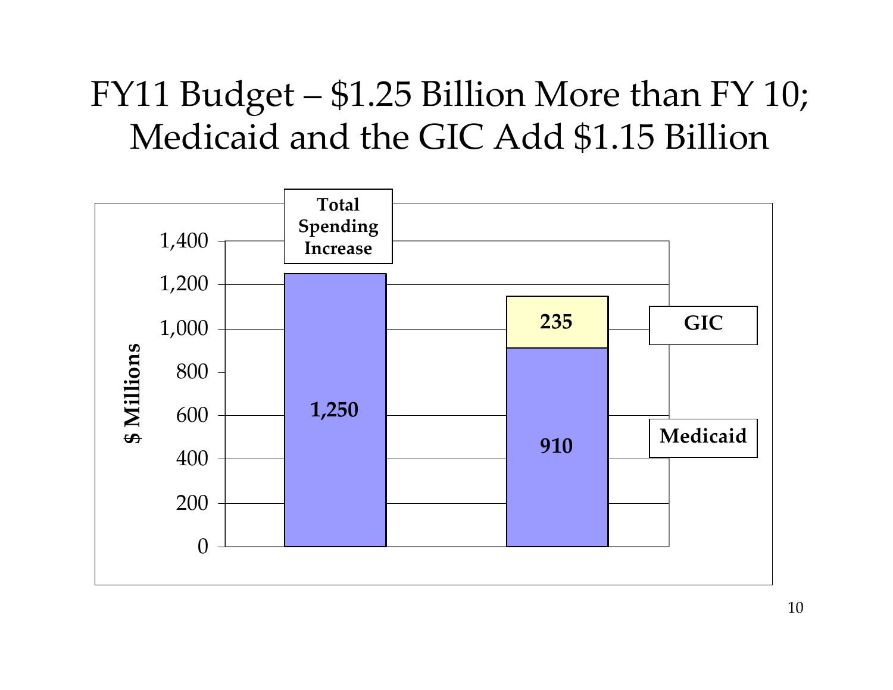# FY11 Budget – $1.25 Billion More than FY 10; Medicaid and the GIC Add $1.15 Billion

| | Total Spending Increase | Medicaid and GIC |
|---|---|---|
| Total Spending Increase ($ Millions) | 1,250 | |
| Medicaid ($ Millions) | | 910 |
| GIC ($ Millions) | | 235 |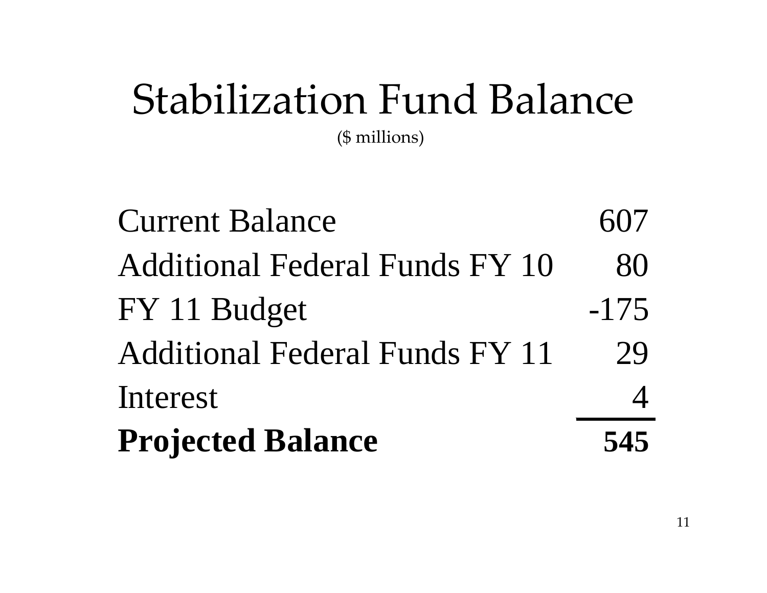# Stabilization Fund Balance

($ millions)

| | |
|---|---:|
| Current Balance | 607 |
| Additional Federal Funds FY 10 | 80 |
| FY 11 Budget | -175 |
| Additional Federal Funds FY 11 | 29 |
| Interest | 4 |
| **Projected Balance** | **545** |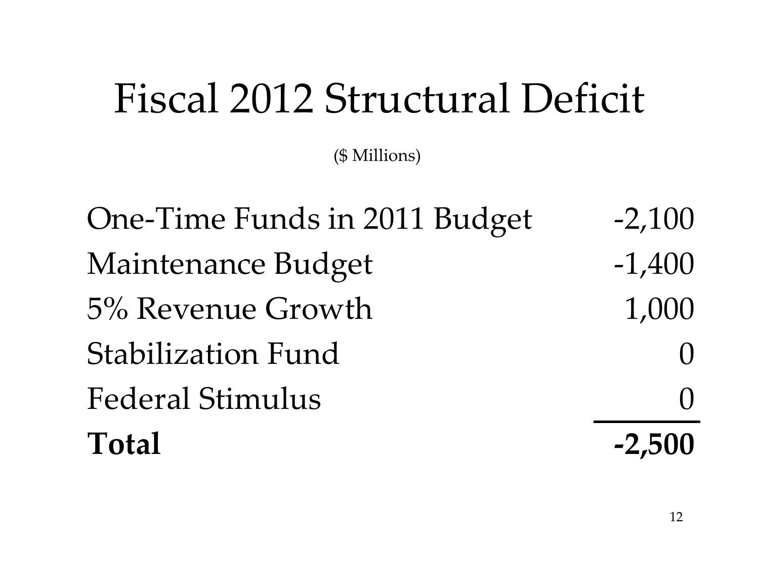# Fiscal 2012 Structural Deficit

($ Millions)

| | |
|---|---:|
| One-Time Funds in 2011 Budget | -2,100 |
| Maintenance Budget | -1,400 |
| 5% Revenue Growth | 1,000 |
| Stabilization Fund | 0 |
| Federal Stimulus | 0 |
| **Total** | **-2,500** |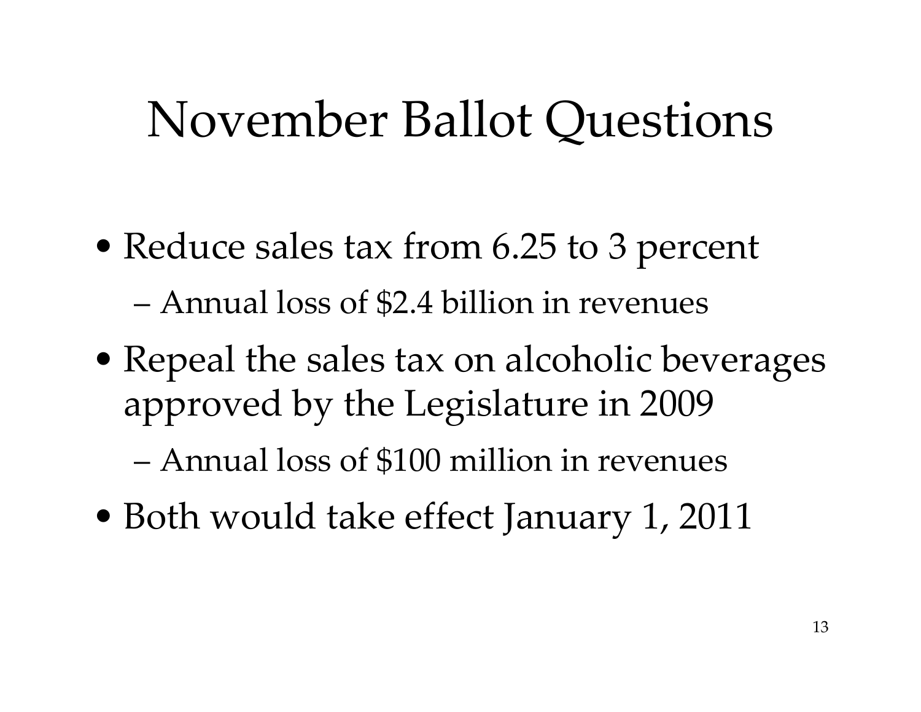# November Ballot Questions

- Reduce sales tax from 6.25 to 3 percent
  - Annual loss of $2.4 billion in revenues
- Repeal the sales tax on alcoholic beverages approved by the Legislature in 2009
  - Annual loss of $100 million in revenues
- Both would take effect January 1, 2011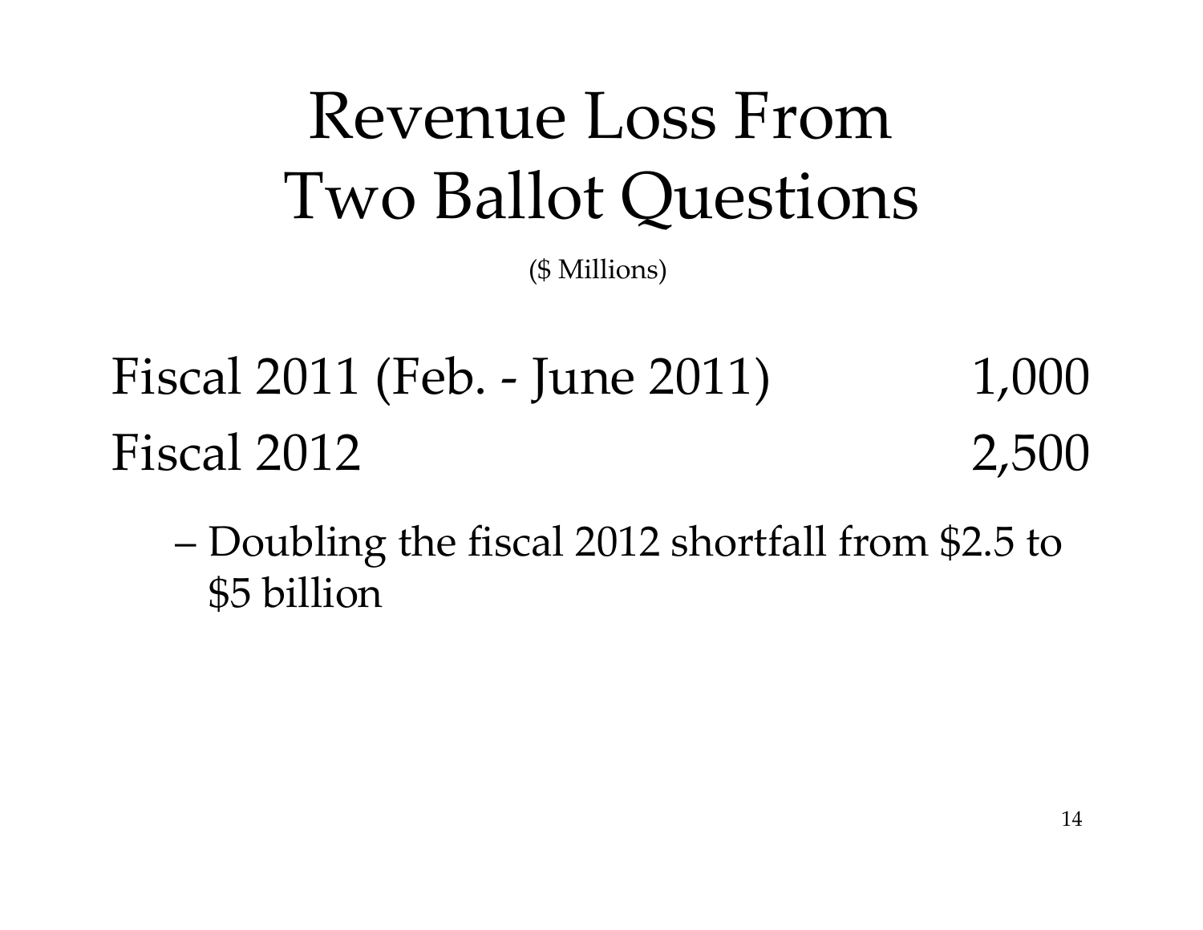# Revenue Loss From Two Ballot Questions

($ Millions)

| | |
|---|---|
| Fiscal 2011 (Feb. - June 2011) | 1,000 |
| Fiscal 2012 | 2,500 |

- Doubling the fiscal 2012 shortfall from $2.5 to $5 billion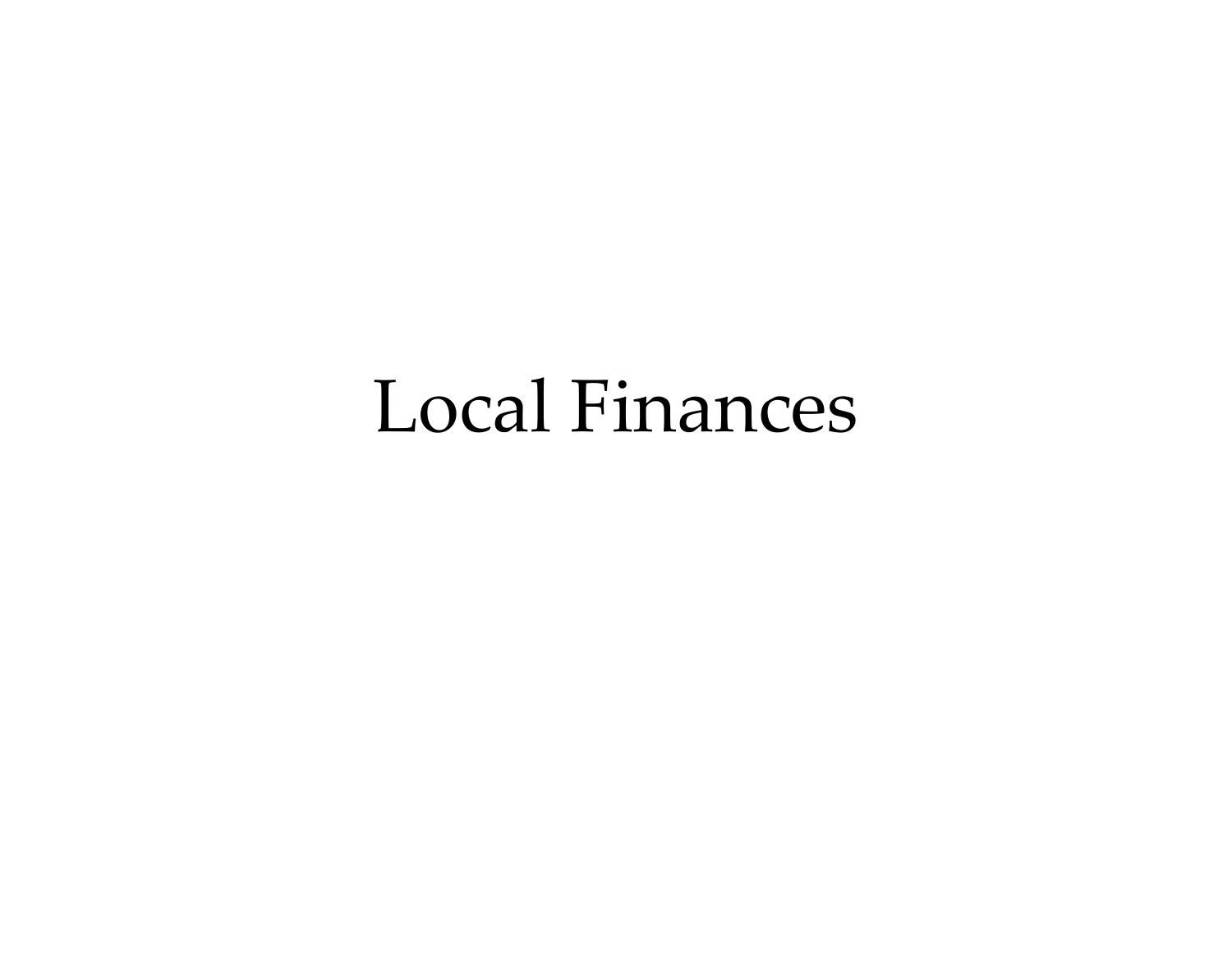# Local Finances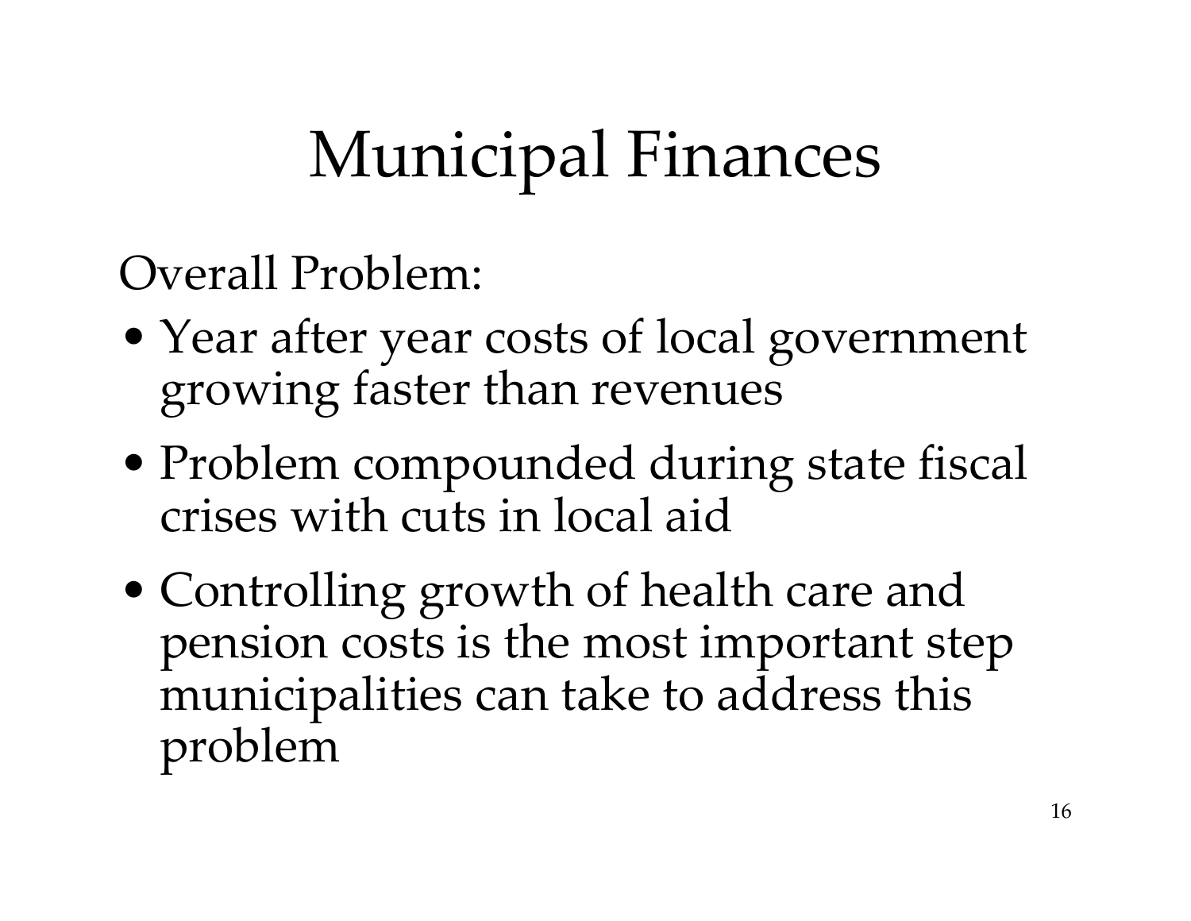# Municipal Finances

Overall Problem:

- Year after year costs of local government growing faster than revenues
- Problem compounded during state fiscal crises with cuts in local aid
- Controlling growth of health care and pension costs is the most important step municipalities can take to address this problem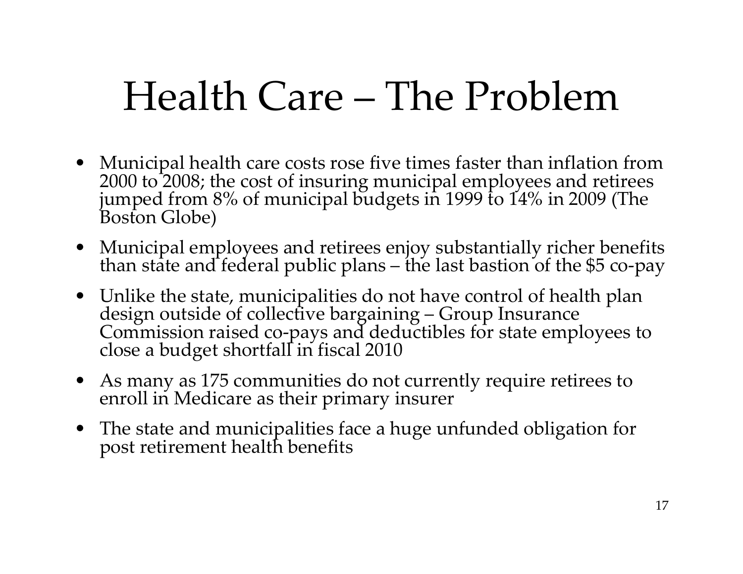# Health Care – The Problem

- Municipal health care costs rose five times faster than inflation from 2000 to 2008; the cost of insuring municipal employees and retirees jumped from 8% of municipal budgets in 1999 to 14% in 2009 (The Boston Globe)
- Municipal employees and retirees enjoy substantially richer benefits than state and federal public plans – the last bastion of the $5 co-pay
- Unlike the state, municipalities do not have control of health plan design outside of collective bargaining – Group Insurance Commission raised co-pays and deductibles for state employees to close a budget shortfall in fiscal 2010
- As many as 175 communities do not currently require retirees to enroll in Medicare as their primary insurer
- The state and municipalities face a huge unfunded obligation for post retirement health benefits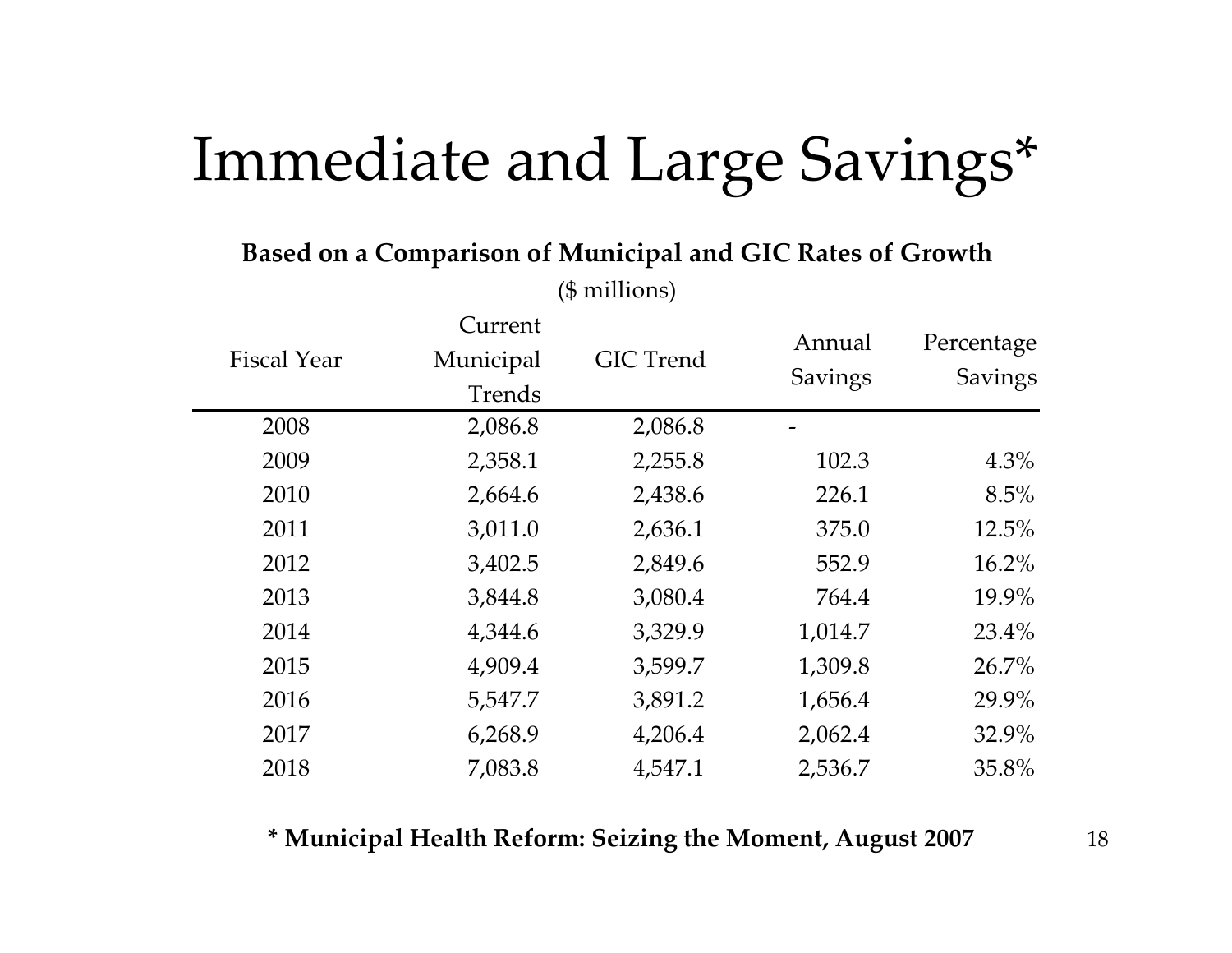# Immediate and Large Savings*

**Based on a Comparison of Municipal and GIC Rates of Growth**

($ millions)

| Fiscal Year | Current Municipal Trends | GIC Trend | Annual Savings | Percentage Savings |
|---|---|---|---|---|
| 2008 | 2,086.8 | 2,086.8 | - | |
| 2009 | 2,358.1 | 2,255.8 | 102.3 | 4.3% |
| 2010 | 2,664.6 | 2,438.6 | 226.1 | 8.5% |
| 2011 | 3,011.0 | 2,636.1 | 375.0 | 12.5% |
| 2012 | 3,402.5 | 2,849.6 | 552.9 | 16.2% |
| 2013 | 3,844.8 | 3,080.4 | 764.4 | 19.9% |
| 2014 | 4,344.6 | 3,329.9 | 1,014.7 | 23.4% |
| 2015 | 4,909.4 | 3,599.7 | 1,309.8 | 26.7% |
| 2016 | 5,547.7 | 3,891.2 | 1,656.4 | 29.9% |
| 2017 | 6,268.9 | 4,206.4 | 2,062.4 | 32.9% |
| 2018 | 7,083.8 | 4,547.1 | 2,536.7 | 35.8% |

**\* Municipal Health Reform: Seizing the Moment, August 2007**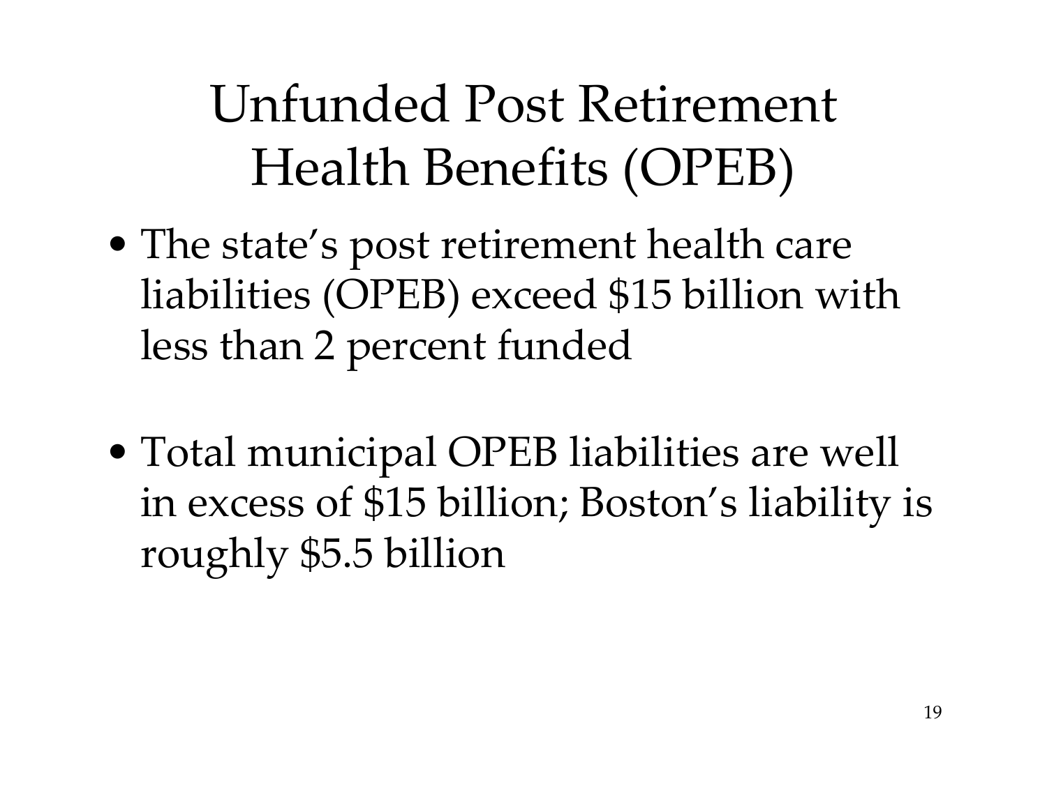# Unfunded Post Retirement Health Benefits (OPEB)

- The state's post retirement health care liabilities (OPEB) exceed $15 billion with less than 2 percent funded

- Total municipal OPEB liabilities are well in excess of $15 billion; Boston's liability is roughly $5.5 billion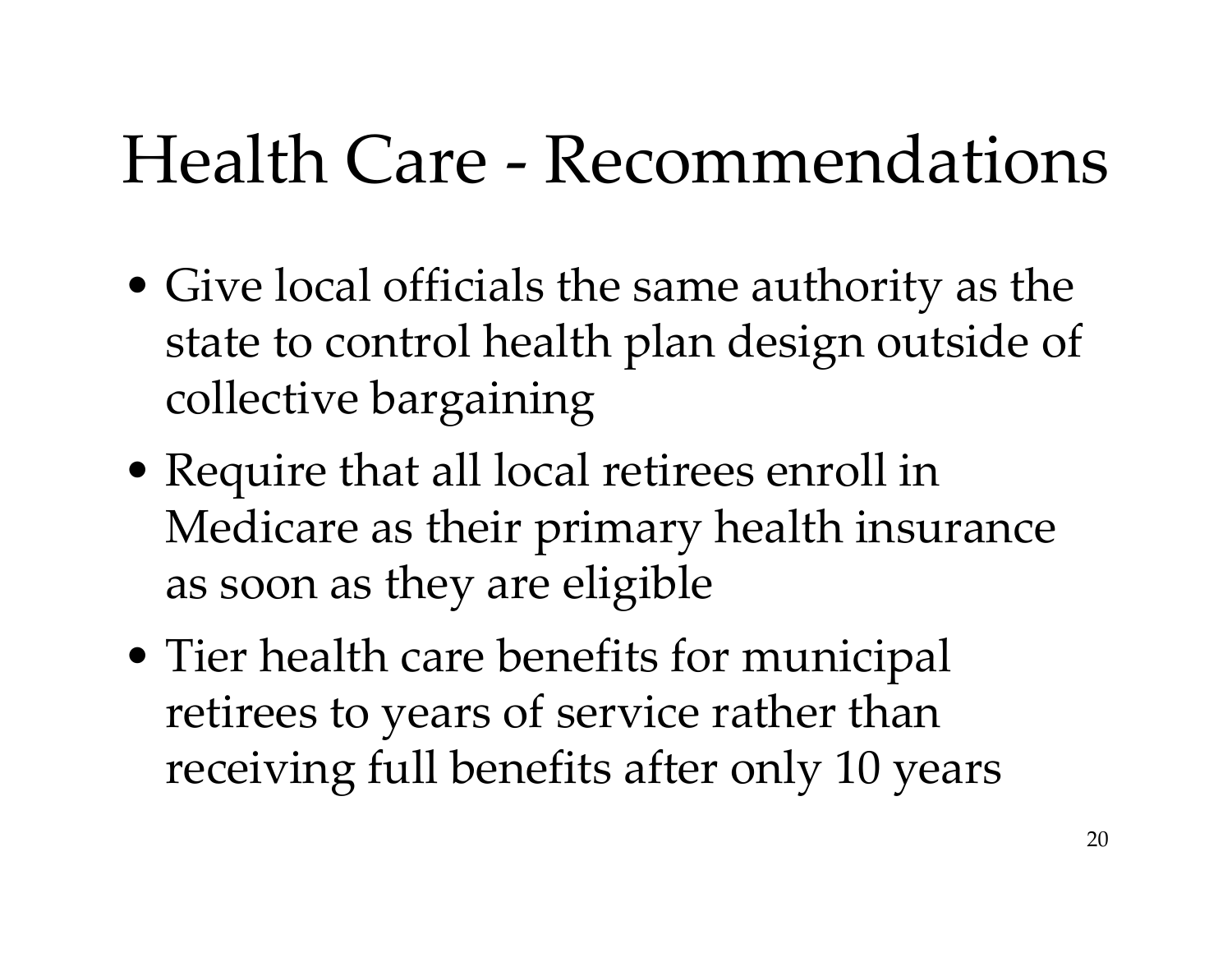# Health Care - Recommendations

- Give local officials the same authority as the state to control health plan design outside of collective bargaining
- Require that all local retirees enroll in Medicare as their primary health insurance as soon as they are eligible
- Tier health care benefits for municipal retirees to years of service rather than receiving full benefits after only 10 years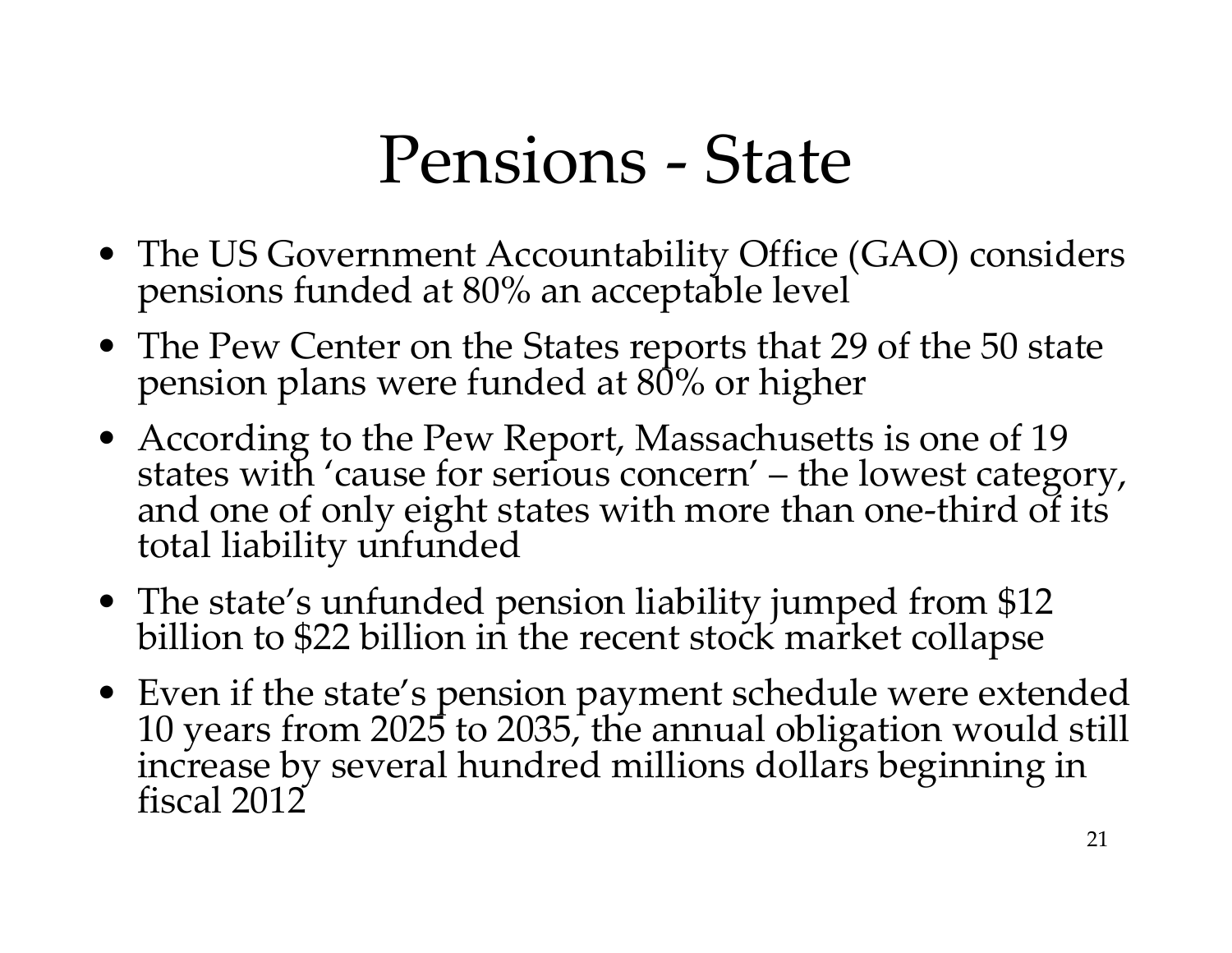# Pensions - State

- The US Government Accountability Office (GAO) considers pensions funded at 80% an acceptable level
- The Pew Center on the States reports that 29 of the 50 state pension plans were funded at 80% or higher
- According to the Pew Report, Massachusetts is one of 19 states with 'cause for serious concern' – the lowest category, and one of only eight states with more than one-third of its total liability unfunded
- The state's unfunded pension liability jumped from $12 billion to $22 billion in the recent stock market collapse
- Even if the state's pension payment schedule were extended 10 years from 2025 to 2035, the annual obligation would still increase by several hundred millions dollars beginning in fiscal 2012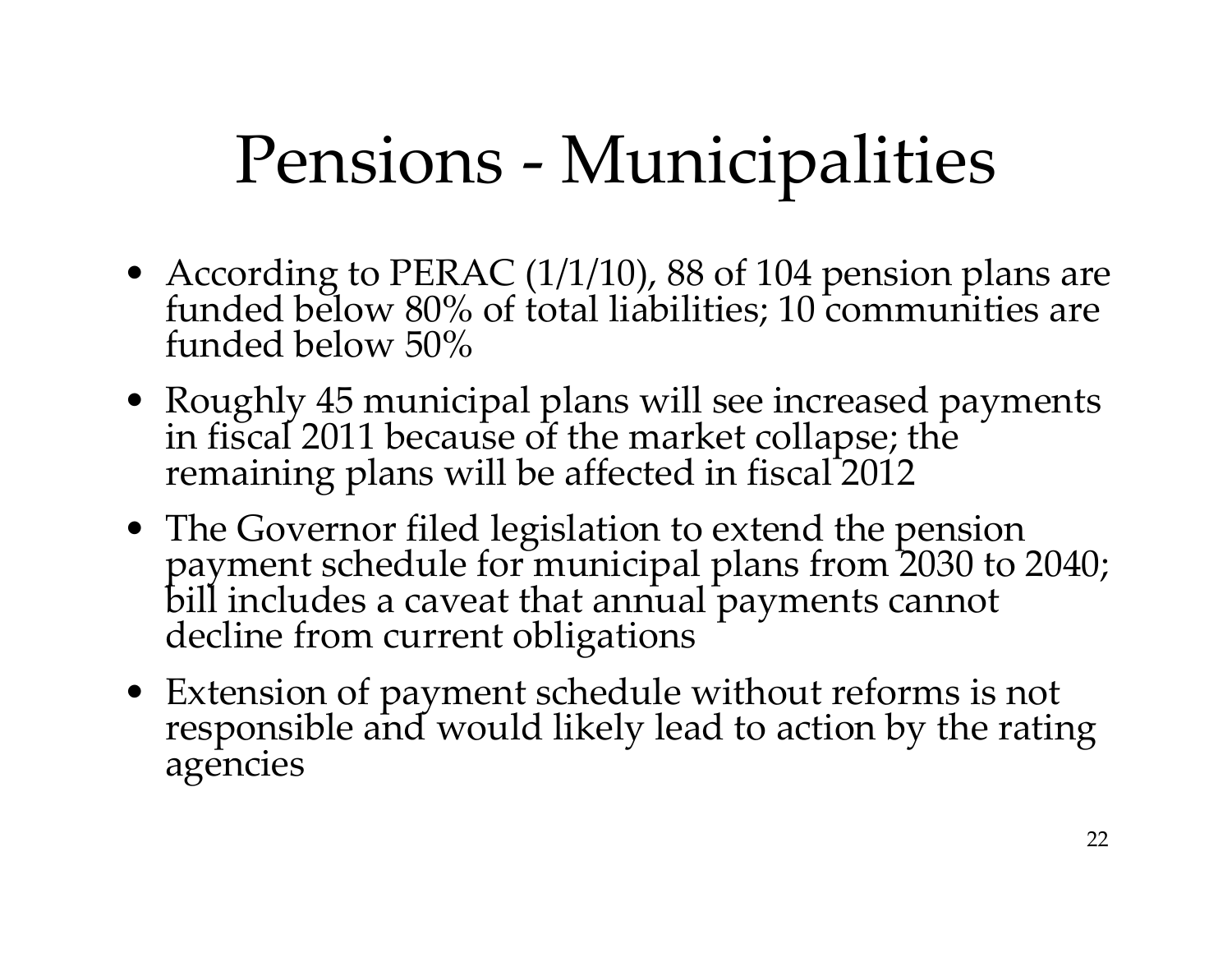# Pensions - Municipalities

- According to PERAC (1/1/10), 88 of 104 pension plans are funded below 80% of total liabilities; 10 communities are funded below 50%
- Roughly 45 municipal plans will see increased payments in fiscal 2011 because of the market collapse; the remaining plans will be affected in fiscal 2012
- The Governor filed legislation to extend the pension payment schedule for municipal plans from 2030 to 2040; bill includes a caveat that annual payments cannot decline from current obligations
- Extension of payment schedule without reforms is not responsible and would likely lead to action by the rating agencies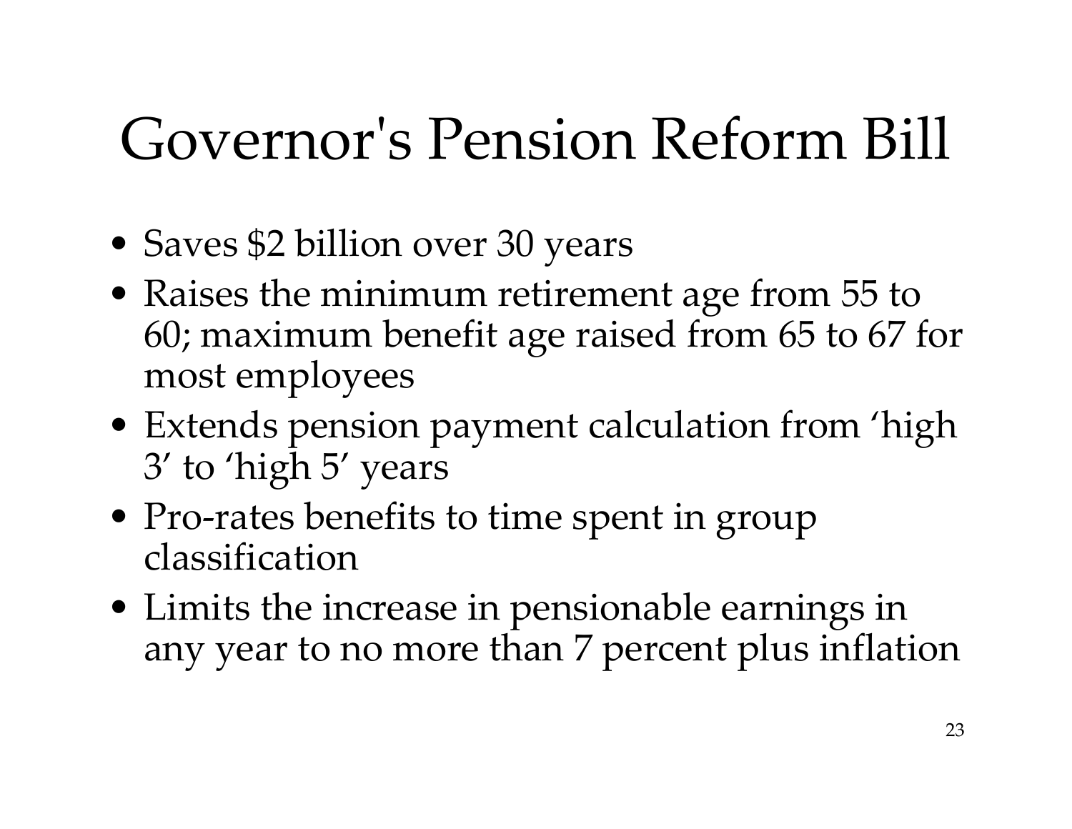# Governor's Pension Reform Bill

- Saves $2 billion over 30 years
- Raises the minimum retirement age from 55 to 60; maximum benefit age raised from 65 to 67 for most employees
- Extends pension payment calculation from 'high 3' to 'high 5' years
- Pro-rates benefits to time spent in group classification
- Limits the increase in pensionable earnings in any year to no more than 7 percent plus inflation